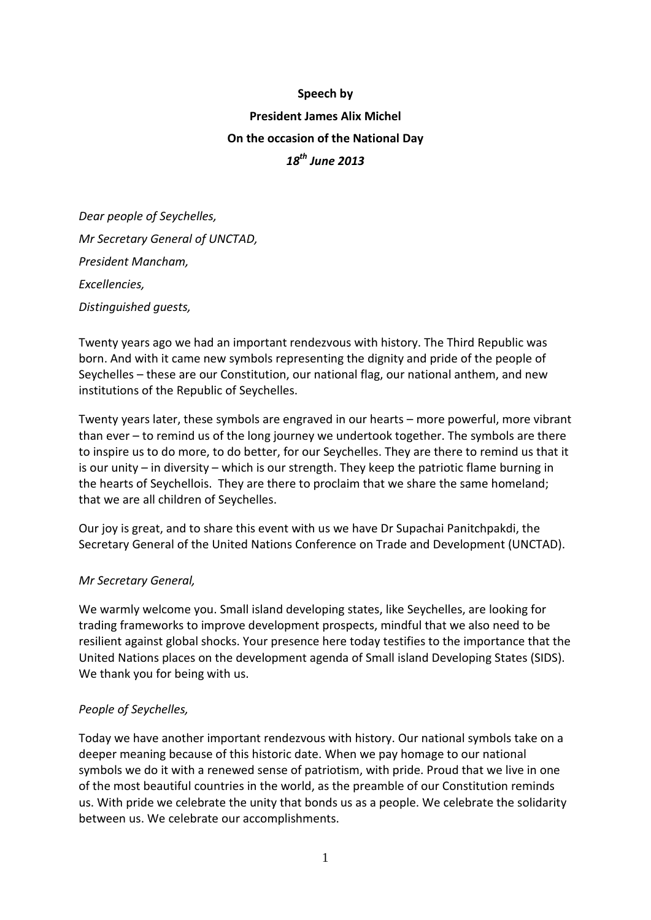**Speech by**

**President James Alix Michel**

**On the occasion of the National Day**

***18th June 2013***

*Dear people of Seychelles,*

*Mr Secretary General of UNCTAD,*

*President Mancham,*

*Excellencies,*

*Distinguished guests,*

Twenty years ago we had an important rendezvous with history. The Third Republic was born. And with it came new symbols representing the dignity and pride of the people of Seychelles – these are our Constitution, our national flag, our national anthem, and new institutions of the Republic of Seychelles.

Twenty years later, these symbols are engraved in our hearts – more powerful, more vibrant than ever – to remind us of the long journey we undertook together. The symbols are there to inspire us to do more, to do better, for our Seychelles. They are there to remind us that it is our unity – in diversity – which is our strength. They keep the patriotic flame burning in the hearts of Seychellois. They are there to proclaim that we share the same homeland; that we are all children of Seychelles.

Our joy is great, and to share this event with us we have Dr Supachai Panitchpakdi, the Secretary General of the United Nations Conference on Trade and Development (UNCTAD).

*Mr Secretary General,*

We warmly welcome you. Small island developing states, like Seychelles, are looking for trading frameworks to improve development prospects, mindful that we also need to be resilient against global shocks. Your presence here today testifies to the importance that the United Nations places on the development agenda of Small island Developing States (SIDS). We thank you for being with us.

*People of Seychelles,*

Today we have another important rendezvous with history. Our national symbols take on a deeper meaning because of this historic date. When we pay homage to our national symbols we do it with a renewed sense of patriotism, with pride. Proud that we live in one of the most beautiful countries in the world, as the preamble of our Constitution reminds us. With pride we celebrate the unity that bonds us as a people. We celebrate the solidarity between us. We celebrate our accomplishments.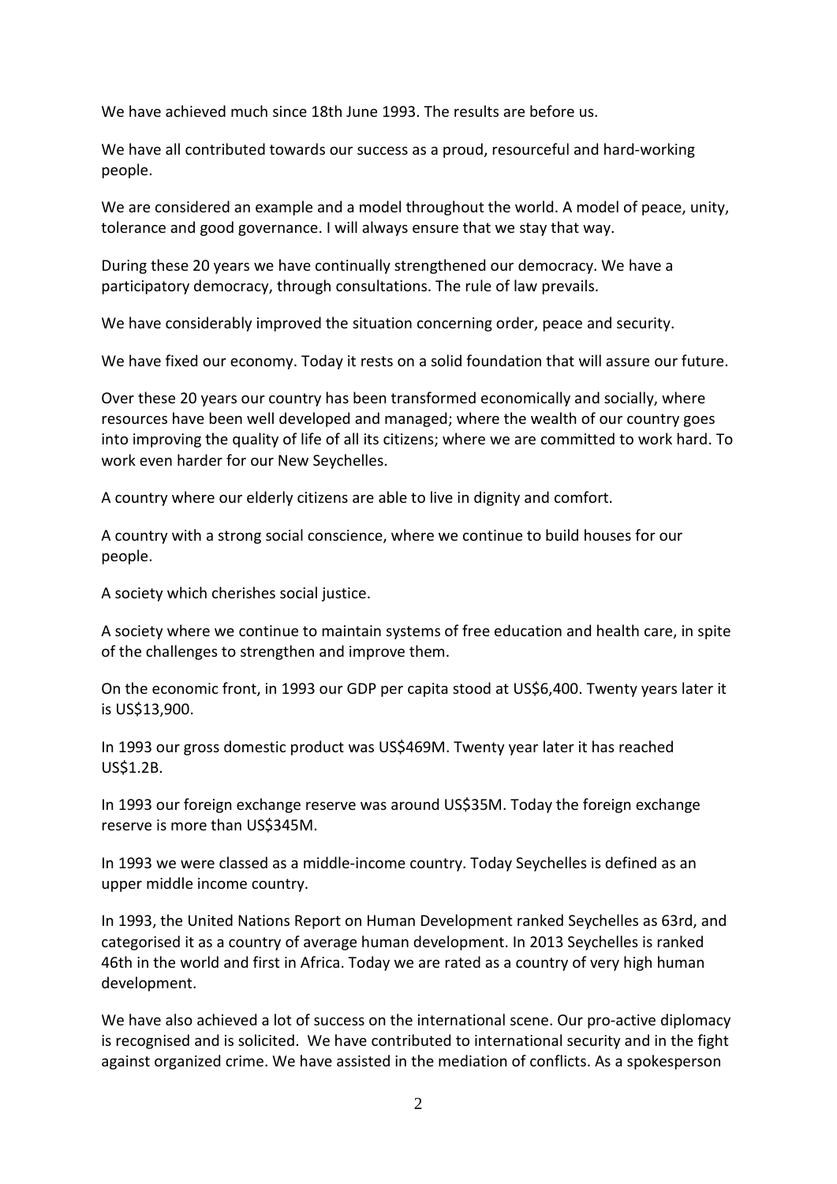We have achieved much since 18th June 1993. The results are before us.

We have all contributed towards our success as a proud, resourceful and hard-working people.

We are considered an example and a model throughout the world. A model of peace, unity, tolerance and good governance. I will always ensure that we stay that way.

During these 20 years we have continually strengthened our democracy. We have a participatory democracy, through consultations. The rule of law prevails.

We have considerably improved the situation concerning order, peace and security.

We have fixed our economy. Today it rests on a solid foundation that will assure our future.

Over these 20 years our country has been transformed economically and socially, where resources have been well developed and managed; where the wealth of our country goes into improving the quality of life of all its citizens; where we are committed to work hard. To work even harder for our New Seychelles.

A country where our elderly citizens are able to live in dignity and comfort.

A country with a strong social conscience, where we continue to build houses for our people.

A society which cherishes social justice.

A society where we continue to maintain systems of free education and health care, in spite of the challenges to strengthen and improve them.

On the economic front, in 1993 our GDP per capita stood at US$6,400. Twenty years later it is US$13,900.

In 1993 our gross domestic product was US$469M. Twenty year later it has reached US$1.2B.

In 1993 our foreign exchange reserve was around US$35M. Today the foreign exchange reserve is more than US$345M.

In 1993 we were classed as a middle-income country. Today Seychelles is defined as an upper middle income country.

In 1993, the United Nations Report on Human Development ranked Seychelles as 63rd, and categorised it as a country of average human development. In 2013 Seychelles is ranked 46th in the world and first in Africa. Today we are rated as a country of very high human development.

We have also achieved a lot of success on the international scene. Our pro-active diplomacy is recognised and is solicited. We have contributed to international security and in the fight against organized crime. We have assisted in the mediation of conflicts. As a spokesperson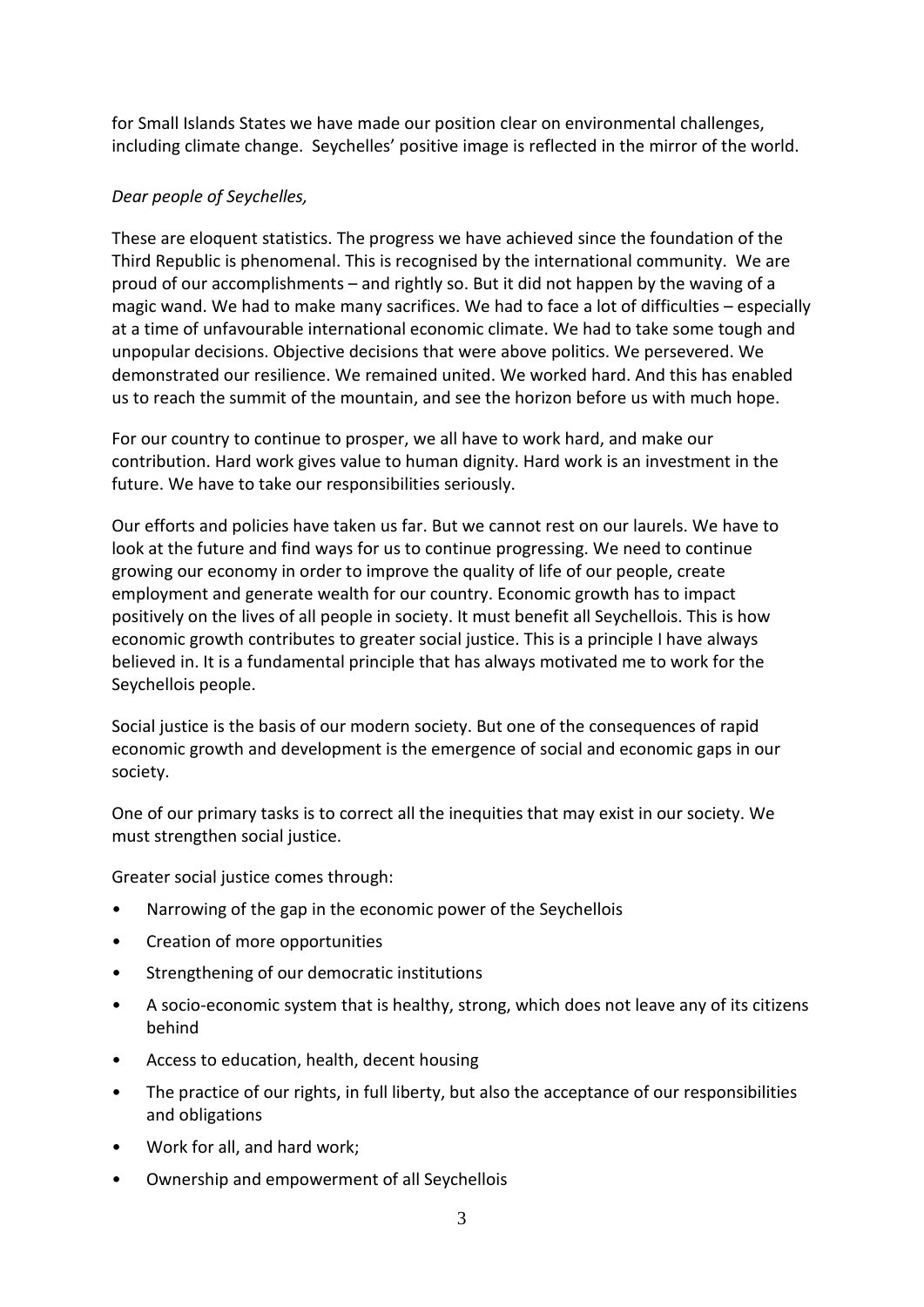for Small Islands States we have made our position clear on environmental challenges, including climate change. Seychelles' positive image is reflected in the mirror of the world.

*Dear people of Seychelles,*

These are eloquent statistics. The progress we have achieved since the foundation of the Third Republic is phenomenal. This is recognised by the international community. We are proud of our accomplishments – and rightly so. But it did not happen by the waving of a magic wand. We had to make many sacrifices. We had to face a lot of difficulties – especially at a time of unfavourable international economic climate. We had to take some tough and unpopular decisions. Objective decisions that were above politics. We persevered. We demonstrated our resilience. We remained united. We worked hard. And this has enabled us to reach the summit of the mountain, and see the horizon before us with much hope.

For our country to continue to prosper, we all have to work hard, and make our contribution. Hard work gives value to human dignity. Hard work is an investment in the future. We have to take our responsibilities seriously.

Our efforts and policies have taken us far. But we cannot rest on our laurels. We have to look at the future and find ways for us to continue progressing. We need to continue growing our economy in order to improve the quality of life of our people, create employment and generate wealth for our country. Economic growth has to impact positively on the lives of all people in society. It must benefit all Seychellois. This is how economic growth contributes to greater social justice. This is a principle I have always believed in. It is a fundamental principle that has always motivated me to work for the Seychellois people.

Social justice is the basis of our modern society. But one of the consequences of rapid economic growth and development is the emergence of social and economic gaps in our society.

One of our primary tasks is to correct all the inequities that may exist in our society. We must strengthen social justice.

Greater social justice comes through:

- Narrowing of the gap in the economic power of the Seychellois
- Creation of more opportunities
- Strengthening of our democratic institutions
- A socio-economic system that is healthy, strong, which does not leave any of its citizens behind
- Access to education, health, decent housing
- The practice of our rights, in full liberty, but also the acceptance of our responsibilities and obligations
- Work for all, and hard work;
- Ownership and empowerment of all Seychellois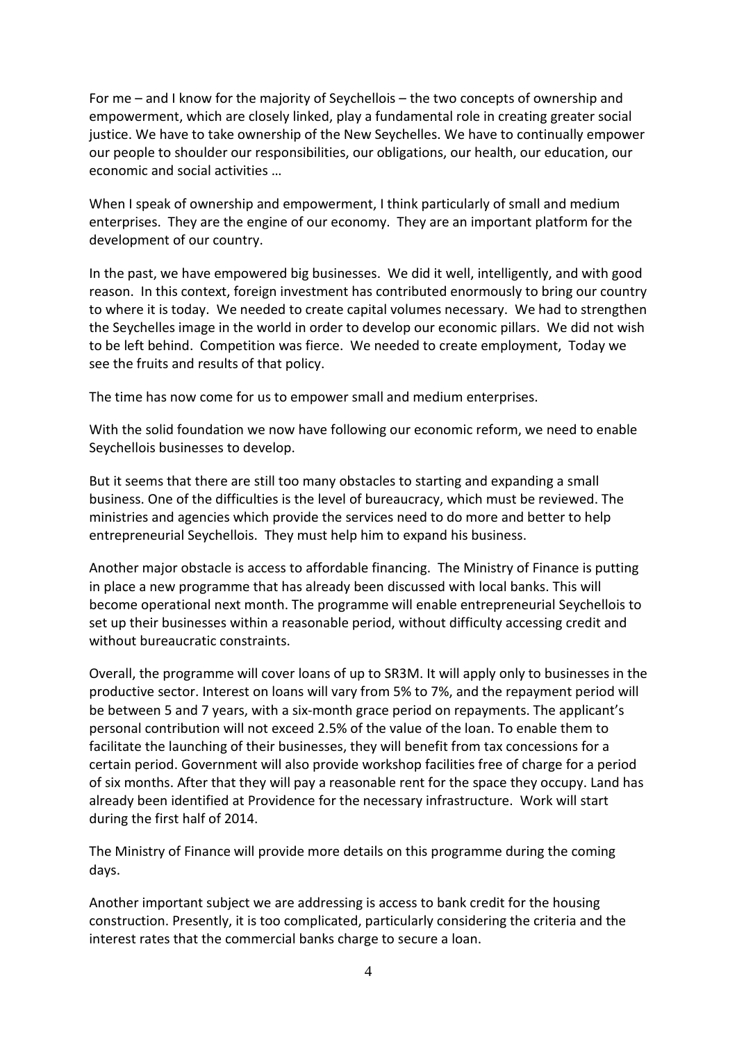For me – and I know for the majority of Seychellois – the two concepts of ownership and empowerment, which are closely linked, play a fundamental role in creating greater social justice. We have to take ownership of the New Seychelles. We have to continually empower our people to shoulder our responsibilities, our obligations, our health, our education, our economic and social activities …

When I speak of ownership and empowerment, I think particularly of small and medium enterprises. They are the engine of our economy. They are an important platform for the development of our country.

In the past, we have empowered big businesses. We did it well, intelligently, and with good reason. In this context, foreign investment has contributed enormously to bring our country to where it is today. We needed to create capital volumes necessary. We had to strengthen the Seychelles image in the world in order to develop our economic pillars. We did not wish to be left behind. Competition was fierce. We needed to create employment, Today we see the fruits and results of that policy.

The time has now come for us to empower small and medium enterprises.

With the solid foundation we now have following our economic reform, we need to enable Seychellois businesses to develop.

But it seems that there are still too many obstacles to starting and expanding a small business. One of the difficulties is the level of bureaucracy, which must be reviewed. The ministries and agencies which provide the services need to do more and better to help entrepreneurial Seychellois. They must help him to expand his business.

Another major obstacle is access to affordable financing. The Ministry of Finance is putting in place a new programme that has already been discussed with local banks. This will become operational next month. The programme will enable entrepreneurial Seychellois to set up their businesses within a reasonable period, without difficulty accessing credit and without bureaucratic constraints.

Overall, the programme will cover loans of up to SR3M. It will apply only to businesses in the productive sector. Interest on loans will vary from 5% to 7%, and the repayment period will be between 5 and 7 years, with a six-month grace period on repayments. The applicant's personal contribution will not exceed 2.5% of the value of the loan. To enable them to facilitate the launching of their businesses, they will benefit from tax concessions for a certain period. Government will also provide workshop facilities free of charge for a period of six months. After that they will pay a reasonable rent for the space they occupy. Land has already been identified at Providence for the necessary infrastructure. Work will start during the first half of 2014.

The Ministry of Finance will provide more details on this programme during the coming days.

Another important subject we are addressing is access to bank credit for the housing construction. Presently, it is too complicated, particularly considering the criteria and the interest rates that the commercial banks charge to secure a loan.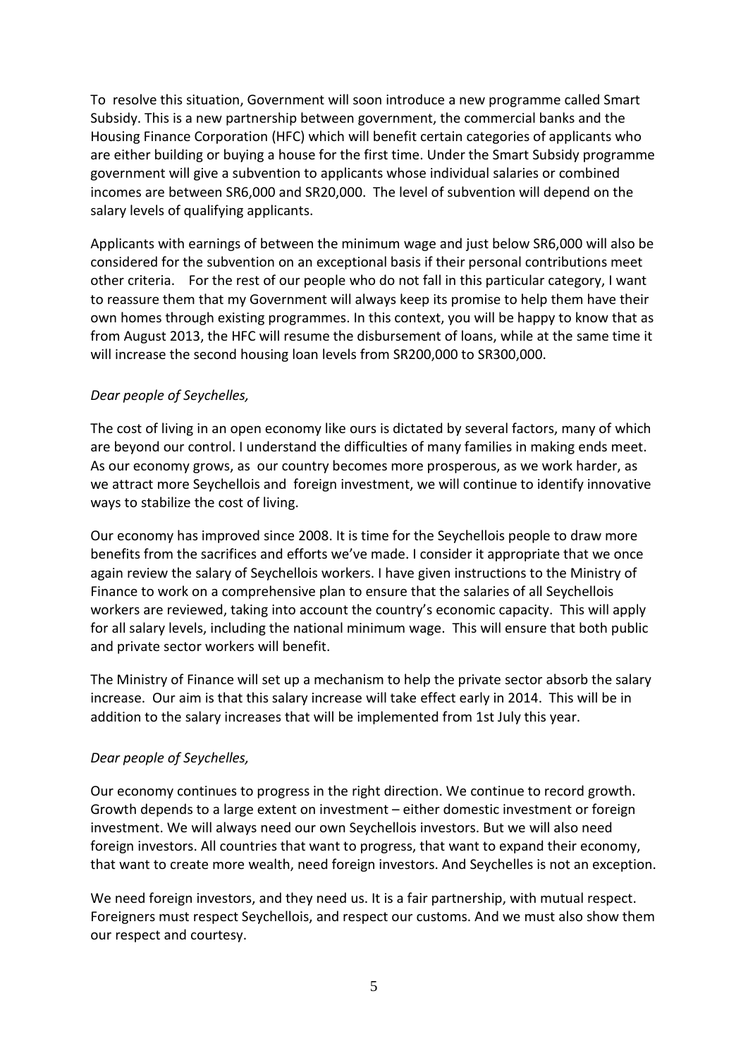To resolve this situation, Government will soon introduce a new programme called Smart Subsidy. This is a new partnership between government, the commercial banks and the Housing Finance Corporation (HFC) which will benefit certain categories of applicants who are either building or buying a house for the first time. Under the Smart Subsidy programme government will give a subvention to applicants whose individual salaries or combined incomes are between SR6,000 and SR20,000. The level of subvention will depend on the salary levels of qualifying applicants.

Applicants with earnings of between the minimum wage and just below SR6,000 will also be considered for the subvention on an exceptional basis if their personal contributions meet other criteria. For the rest of our people who do not fall in this particular category, I want to reassure them that my Government will always keep its promise to help them have their own homes through existing programmes. In this context, you will be happy to know that as from August 2013, the HFC will resume the disbursement of loans, while at the same time it will increase the second housing loan levels from SR200,000 to SR300,000.

*Dear people of Seychelles,*

The cost of living in an open economy like ours is dictated by several factors, many of which are beyond our control. I understand the difficulties of many families in making ends meet. As our economy grows, as our country becomes more prosperous, as we work harder, as we attract more Seychellois and foreign investment, we will continue to identify innovative ways to stabilize the cost of living.

Our economy has improved since 2008. It is time for the Seychellois people to draw more benefits from the sacrifices and efforts we've made. I consider it appropriate that we once again review the salary of Seychellois workers. I have given instructions to the Ministry of Finance to work on a comprehensive plan to ensure that the salaries of all Seychellois workers are reviewed, taking into account the country's economic capacity. This will apply for all salary levels, including the national minimum wage. This will ensure that both public and private sector workers will benefit.

The Ministry of Finance will set up a mechanism to help the private sector absorb the salary increase. Our aim is that this salary increase will take effect early in 2014. This will be in addition to the salary increases that will be implemented from 1st July this year.

*Dear people of Seychelles,*

Our economy continues to progress in the right direction. We continue to record growth. Growth depends to a large extent on investment – either domestic investment or foreign investment. We will always need our own Seychellois investors. But we will also need foreign investors. All countries that want to progress, that want to expand their economy, that want to create more wealth, need foreign investors. And Seychelles is not an exception.

We need foreign investors, and they need us. It is a fair partnership, with mutual respect. Foreigners must respect Seychellois, and respect our customs. And we must also show them our respect and courtesy.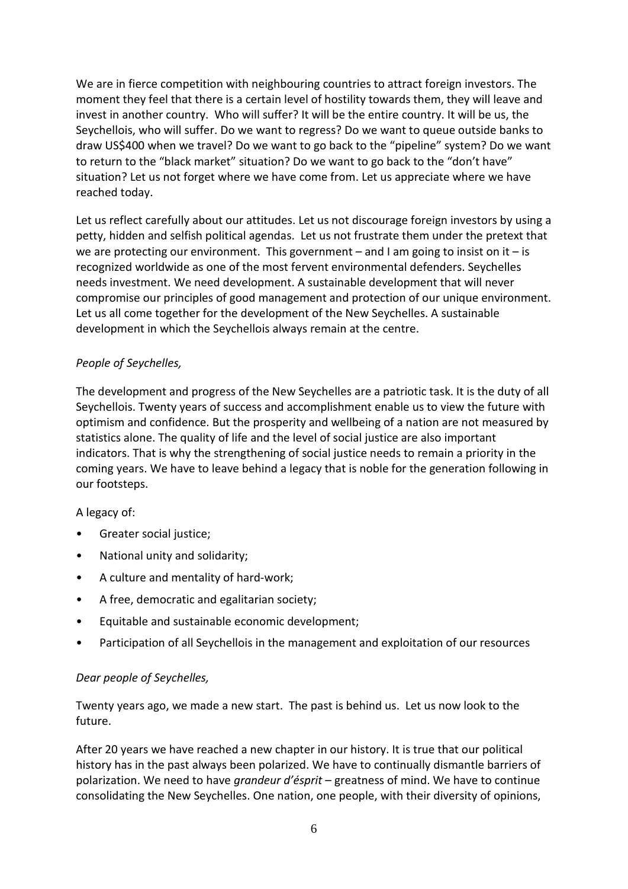We are in fierce competition with neighbouring countries to attract foreign investors. The moment they feel that there is a certain level of hostility towards them, they will leave and invest in another country. Who will suffer? It will be the entire country. It will be us, the Seychellois, who will suffer. Do we want to regress? Do we want to queue outside banks to draw US$400 when we travel? Do we want to go back to the "pipeline" system? Do we want to return to the "black market" situation? Do we want to go back to the "don't have" situation? Let us not forget where we have come from. Let us appreciate where we have reached today.

Let us reflect carefully about our attitudes. Let us not discourage foreign investors by using a petty, hidden and selfish political agendas. Let us not frustrate them under the pretext that we are protecting our environment. This government – and I am going to insist on it – is recognized worldwide as one of the most fervent environmental defenders. Seychelles needs investment. We need development. A sustainable development that will never compromise our principles of good management and protection of our unique environment. Let us all come together for the development of the New Seychelles. A sustainable development in which the Seychellois always remain at the centre.

*People of Seychelles,*

The development and progress of the New Seychelles are a patriotic task. It is the duty of all Seychellois. Twenty years of success and accomplishment enable us to view the future with optimism and confidence. But the prosperity and wellbeing of a nation are not measured by statistics alone. The quality of life and the level of social justice are also important indicators. That is why the strengthening of social justice needs to remain a priority in the coming years. We have to leave behind a legacy that is noble for the generation following in our footsteps.

A legacy of:

- Greater social justice;
- National unity and solidarity;
- A culture and mentality of hard-work;
- A free, democratic and egalitarian society;
- Equitable and sustainable economic development;
- Participation of all Seychellois in the management and exploitation of our resources

*Dear people of Seychelles,*

Twenty years ago, we made a new start. The past is behind us. Let us now look to the future.

After 20 years we have reached a new chapter in our history. It is true that our political history has in the past always been polarized. We have to continually dismantle barriers of polarization. We need to have *grandeur d'ésprit* – greatness of mind. We have to continue consolidating the New Seychelles. One nation, one people, with their diversity of opinions,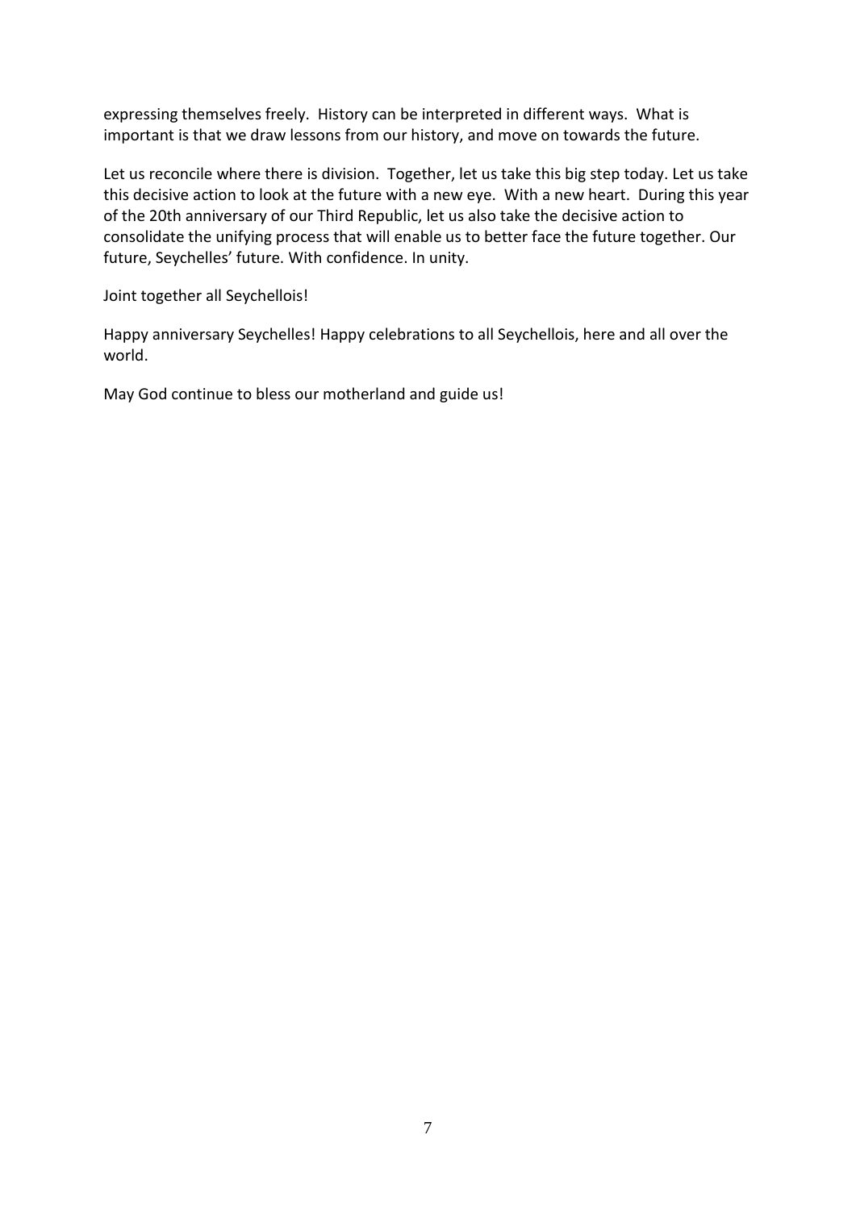expressing themselves freely. History can be interpreted in different ways. What is important is that we draw lessons from our history, and move on towards the future.

Let us reconcile where there is division. Together, let us take this big step today. Let us take this decisive action to look at the future with a new eye. With a new heart. During this year of the 20th anniversary of our Third Republic, let us also take the decisive action to consolidate the unifying process that will enable us to better face the future together. Our future, Seychelles' future. With confidence. In unity.

Joint together all Seychellois!

Happy anniversary Seychelles! Happy celebrations to all Seychellois, here and all over the world.

May God continue to bless our motherland and guide us!